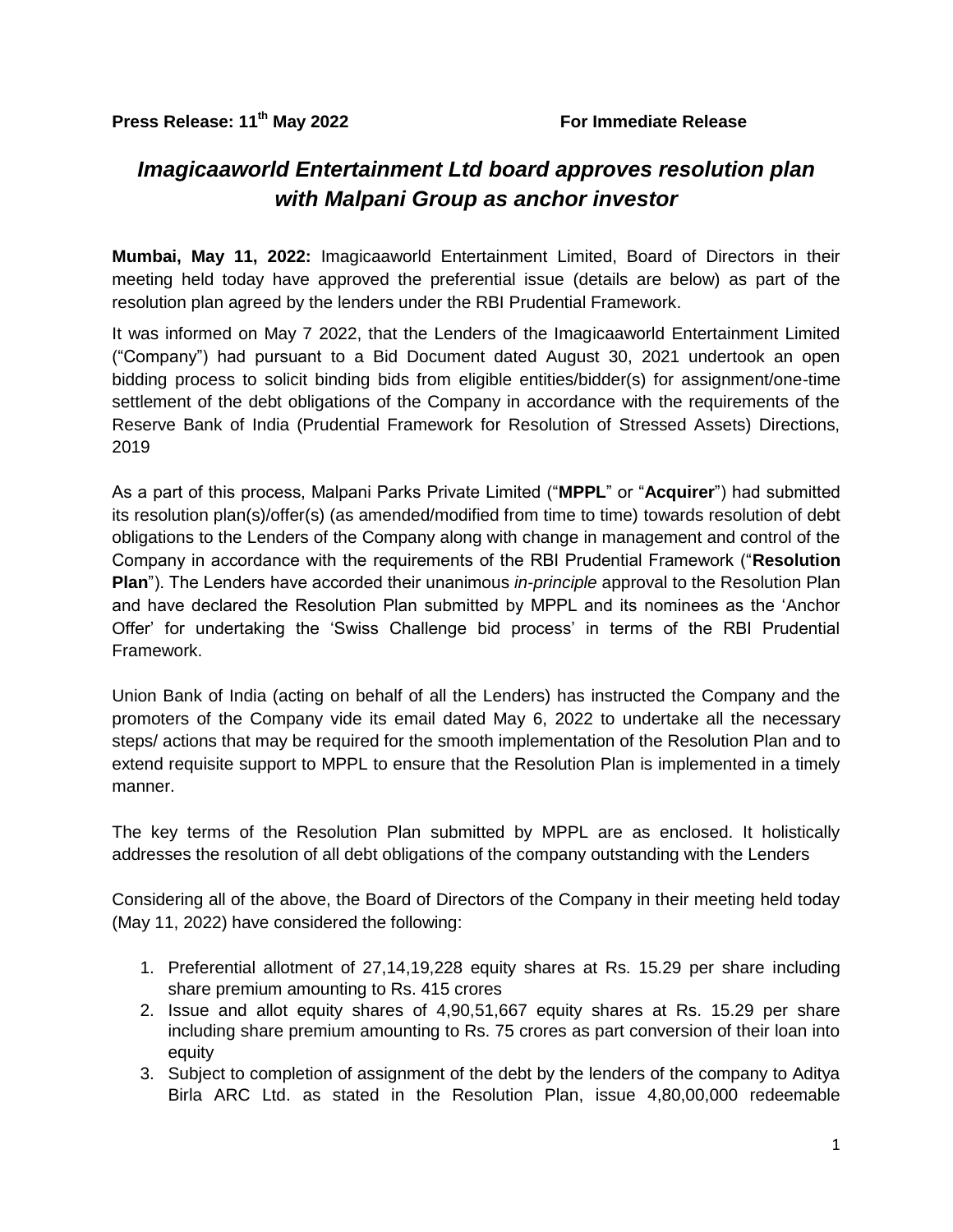**Press Release: 11th May 2022** **For Immediate Release**

# *Imagicaaworld Entertainment Ltd board approves resolution plan with Malpani Group as anchor investor*

**Mumbai, May 11, 2022:** Imagicaaworld Entertainment Limited, Board of Directors in their meeting held today have approved the preferential issue (details are below) as part of the resolution plan agreed by the lenders under the RBI Prudential Framework.

It was informed on May 7 2022, that the Lenders of the Imagicaaworld Entertainment Limited ("Company") had pursuant to a Bid Document dated August 30, 2021 undertook an open bidding process to solicit binding bids from eligible entities/bidder(s) for assignment/one-time settlement of the debt obligations of the Company in accordance with the requirements of the Reserve Bank of India (Prudential Framework for Resolution of Stressed Assets) Directions, 2019

As a part of this process, Malpani Parks Private Limited ("**MPPL**" or "**Acquirer**") had submitted its resolution plan(s)/offer(s) (as amended/modified from time to time) towards resolution of debt obligations to the Lenders of the Company along with change in management and control of the Company in accordance with the requirements of the RBI Prudential Framework ("**Resolution Plan**"). The Lenders have accorded their unanimous *in-principle* approval to the Resolution Plan and have declared the Resolution Plan submitted by MPPL and its nominees as the 'Anchor Offer' for undertaking the 'Swiss Challenge bid process' in terms of the RBI Prudential Framework.

Union Bank of India (acting on behalf of all the Lenders) has instructed the Company and the promoters of the Company vide its email dated May 6, 2022 to undertake all the necessary steps/ actions that may be required for the smooth implementation of the Resolution Plan and to extend requisite support to MPPL to ensure that the Resolution Plan is implemented in a timely manner.

The key terms of the Resolution Plan submitted by MPPL are as enclosed. It holistically addresses the resolution of all debt obligations of the company outstanding with the Lenders

Considering all of the above, the Board of Directors of the Company in their meeting held today (May 11, 2022) have considered the following:

1. Preferential allotment of 27,14,19,228 equity shares at Rs. 15.29 per share including share premium amounting to Rs. 415 crores
2. Issue and allot equity shares of 4,90,51,667 equity shares at Rs. 15.29 per share including share premium amounting to Rs. 75 crores as part conversion of their loan into equity
3. Subject to completion of assignment of the debt by the lenders of the company to Aditya Birla ARC Ltd. as stated in the Resolution Plan, issue 4,80,00,000 redeemable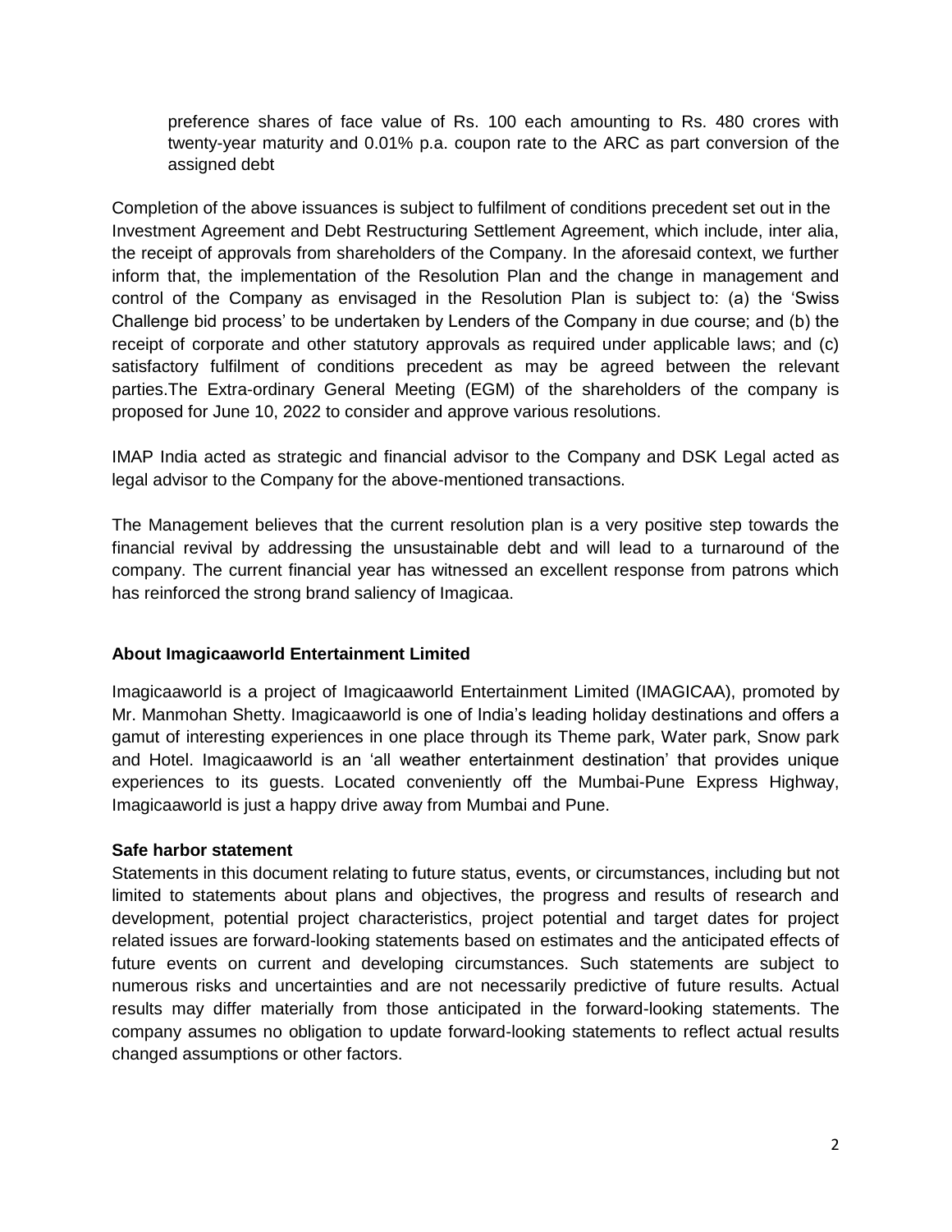preference shares of face value of Rs. 100 each amounting to Rs. 480 crores with twenty-year maturity and 0.01% p.a. coupon rate to the ARC as part conversion of the assigned debt

Completion of the above issuances is subject to fulfilment of conditions precedent set out in the Investment Agreement and Debt Restructuring Settlement Agreement, which include, inter alia, the receipt of approvals from shareholders of the Company. In the aforesaid context, we further inform that, the implementation of the Resolution Plan and the change in management and control of the Company as envisaged in the Resolution Plan is subject to: (a) the 'Swiss Challenge bid process' to be undertaken by Lenders of the Company in due course; and (b) the receipt of corporate and other statutory approvals as required under applicable laws; and (c) satisfactory fulfilment of conditions precedent as may be agreed between the relevant parties.The Extra-ordinary General Meeting (EGM) of the shareholders of the company is proposed for June 10, 2022 to consider and approve various resolutions.

IMAP India acted as strategic and financial advisor to the Company and DSK Legal acted as legal advisor to the Company for the above-mentioned transactions.

The Management believes that the current resolution plan is a very positive step towards the financial revival by addressing the unsustainable debt and will lead to a turnaround of the company. The current financial year has witnessed an excellent response from patrons which has reinforced the strong brand saliency of Imagicaa.

**About Imagicaaworld Entertainment Limited**

Imagicaaworld is a project of Imagicaaworld Entertainment Limited (IMAGICAA), promoted by Mr. Manmohan Shetty. Imagicaaworld is one of India's leading holiday destinations and offers a gamut of interesting experiences in one place through its Theme park, Water park, Snow park and Hotel. Imagicaaworld is an 'all weather entertainment destination' that provides unique experiences to its guests. Located conveniently off the Mumbai-Pune Express Highway, Imagicaaworld is just a happy drive away from Mumbai and Pune.

**Safe harbor statement**

Statements in this document relating to future status, events, or circumstances, including but not limited to statements about plans and objectives, the progress and results of research and development, potential project characteristics, project potential and target dates for project related issues are forward-looking statements based on estimates and the anticipated effects of future events on current and developing circumstances. Such statements are subject to numerous risks and uncertainties and are not necessarily predictive of future results. Actual results may differ materially from those anticipated in the forward-looking statements. The company assumes no obligation to update forward-looking statements to reflect actual results changed assumptions or other factors.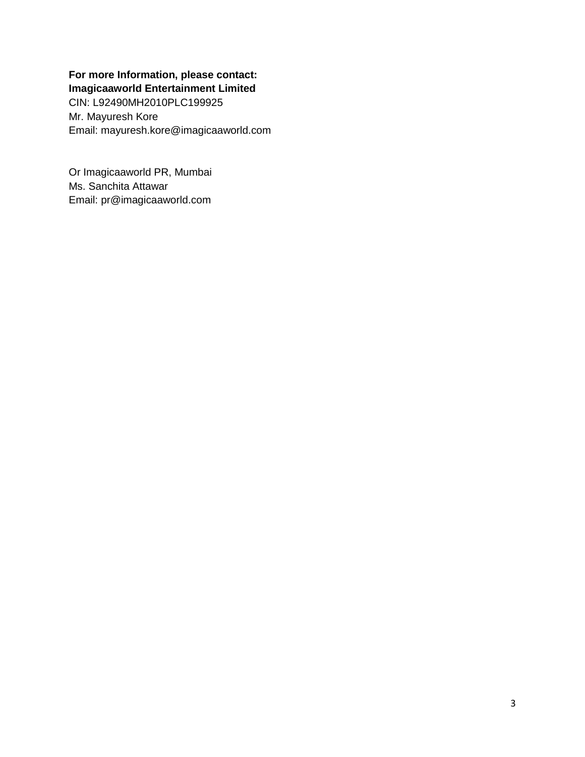**For more Information, please contact:**
**Imagicaaworld Entertainment Limited**
CIN: L92490MH2010PLC199925
Mr. Mayuresh Kore
Email: mayuresh.kore@imagicaaworld.com

Or Imagicaaworld PR, Mumbai
Ms. Sanchita Attawar
Email: pr@imagicaaworld.com